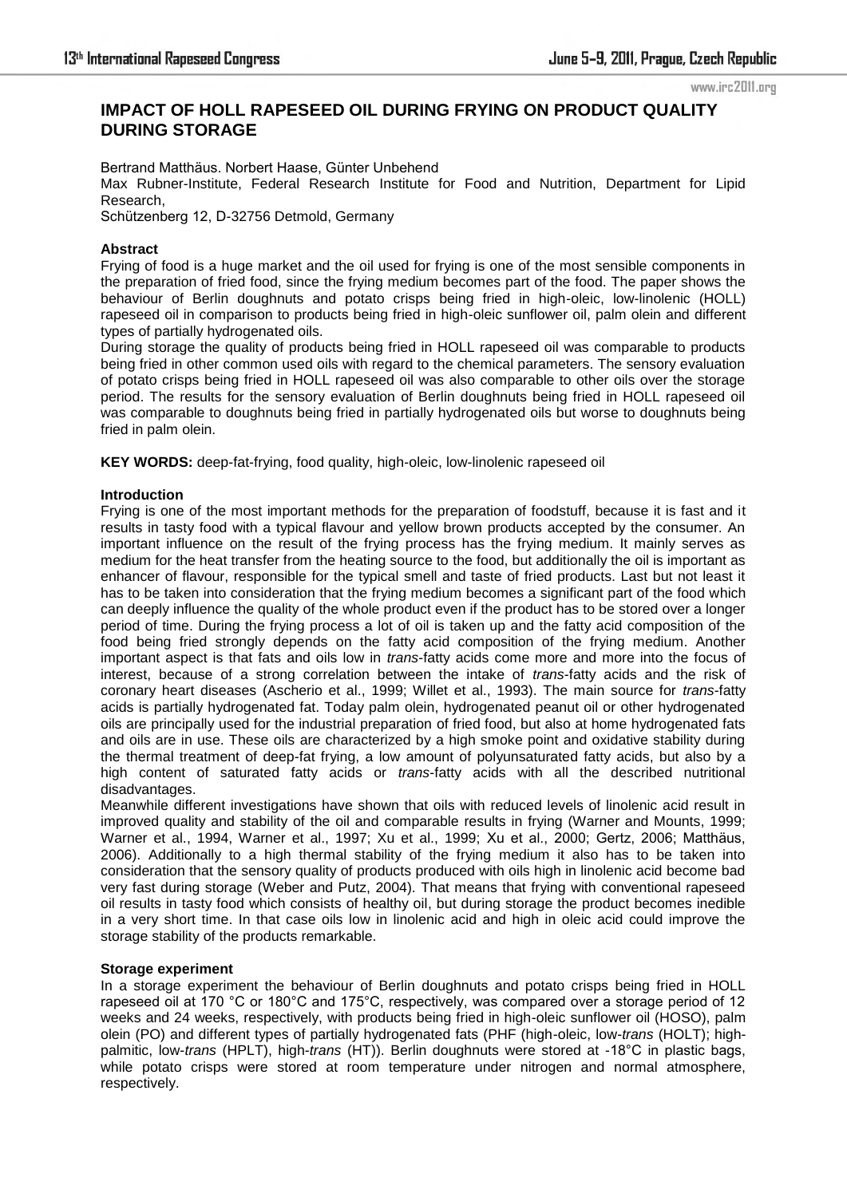# IMPACT OF HOLL RAPESEED OIL DURING FRYING ON PRODUCT QUALITY DURING STORAGE

Bertrand Matthäus. Norbert Haase, Günter Unbehend

Max Rubner-Institute, Federal Research Institute for Food and Nutrition, Department for Lipid Research,

Schützenberg 12, D-32756 Detmold, Germany

## Abstract

Frying of food is a huge market and the oil used for frying is one of the most sensible components in the preparation of fried food, since the frying medium becomes part of the food. The paper shows the behaviour of Berlin doughnuts and potato crisps being fried in high-oleic, low-linolenic (HOLL) rapeseed oil in comparison to products being fried in high-oleic sunflower oil, palm olein and different types of partially hydrogenated oils.

During storage the quality of products being fried in HOLL rapeseed oil was comparable to products being fried in other common used oils with regard to the chemical parameters. The sensory evaluation of potato crisps being fried in HOLL rapeseed oil was also comparable to other oils over the storage period. The results for the sensory evaluation of Berlin doughnuts being fried in HOLL rapeseed oil was comparable to doughnuts being fried in partially hydrogenated oils but worse to doughnuts being fried in palm olein.

**KEY WORDS:** deep-fat-frying, food quality, high-oleic, low-linolenic rapeseed oil

## Introduction

Frying is one of the most important methods for the preparation of foodstuff, because it is fast and it results in tasty food with a typical flavour and yellow brown products accepted by the consumer. An important influence on the result of the frying process has the frying medium. It mainly serves as medium for the heat transfer from the heating source to the food, but additionally the oil is important as enhancer of flavour, responsible for the typical smell and taste of fried products. Last but not least it has to be taken into consideration that the frying medium becomes a significant part of the food which can deeply influence the quality of the whole product even if the product has to be stored over a longer period of time. During the frying process a lot of oil is taken up and the fatty acid composition of the food being fried strongly depends on the fatty acid composition of the frying medium. Another important aspect is that fats and oils low in *trans*-fatty acids come more and more into the focus of interest, because of a strong correlation between the intake of *trans*-fatty acids and the risk of coronary heart diseases (Ascherio et al., 1999; Willet et al., 1993). The main source for *trans*-fatty acids is partially hydrogenated fat. Today palm olein, hydrogenated peanut oil or other hydrogenated oils are principally used for the industrial preparation of fried food, but also at home hydrogenated fats and oils are in use. These oils are characterized by a high smoke point and oxidative stability during the thermal treatment of deep-fat frying, a low amount of polyunsaturated fatty acids, but also by a high content of saturated fatty acids or *trans*-fatty acids with all the described nutritional disadvantages.

Meanwhile different investigations have shown that oils with reduced levels of linolenic acid result in improved quality and stability of the oil and comparable results in frying (Warner and Mounts, 1999; Warner et al., 1994, Warner et al., 1997; Xu et al., 1999; Xu et al., 2000; Gertz, 2006; Matthäus, 2006). Additionally to a high thermal stability of the frying medium it also has to be taken into consideration that the sensory quality of products produced with oils high in linolenic acid become bad very fast during storage (Weber and Putz, 2004). That means that frying with conventional rapeseed oil results in tasty food which consists of healthy oil, but during storage the product becomes inedible in a very short time. In that case oils low in linolenic acid and high in oleic acid could improve the storage stability of the products remarkable.

## Storage experiment

In a storage experiment the behaviour of Berlin doughnuts and potato crisps being fried in HOLL rapeseed oil at 170 °C or 180°C and 175°C, respectively, was compared over a storage period of 12 weeks and 24 weeks, respectively, with products being fried in high-oleic sunflower oil (HOSO), palm olein (PO) and different types of partially hydrogenated fats (PHF (high-oleic, low-*trans* (HOLT); high-palmitic, low-*trans* (HPLT), high-*trans* (HT)). Berlin doughnuts were stored at -18°C in plastic bags, while potato crisps were stored at room temperature under nitrogen and normal atmosphere, respectively.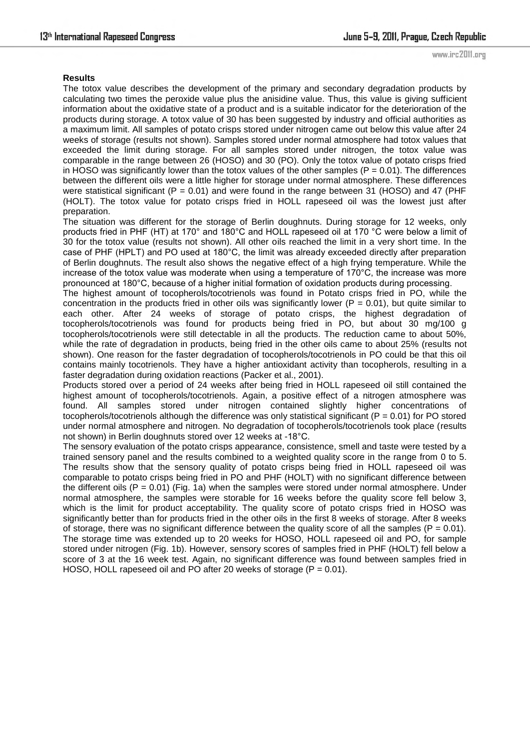**Results**

The totox value describes the development of the primary and secondary degradation products by calculating two times the peroxide value plus the anisidine value. Thus, this value is giving sufficient information about the oxidative state of a product and is a suitable indicator for the deterioration of the products during storage. A totox value of 30 has been suggested by industry and official authorities as a maximum limit. All samples of potato crisps stored under nitrogen came out below this value after 24 weeks of storage (results not shown). Samples stored under normal atmosphere had totox values that exceeded the limit during storage. For all samples stored under nitrogen, the totox value was comparable in the range between 26 (HOSO) and 30 (PO). Only the totox value of potato crisps fried in HOSO was significantly lower than the totox values of the other samples ($P = 0.01$). The differences between the different oils were a little higher for storage under normal atmosphere. These differences were statistical significant ($P = 0.01$) and were found in the range between 31 (HOSO) and 47 (PHF (HOLT). The totox value for potato crisps fried in HOLL rapeseed oil was the lowest just after preparation.

The situation was different for the storage of Berlin doughnuts. During storage for 12 weeks, only products fried in PHF (HT) at 170° and 180°C and HOLL rapeseed oil at 170 °C were below a limit of 30 for the totox value (results not shown). All other oils reached the limit in a very short time. In the case of PHF (HPLT) and PO used at 180°C, the limit was already exceeded directly after preparation of Berlin doughnuts. The result also shows the negative effect of a high frying temperature. While the increase of the totox value was moderate when using a temperature of 170°C, the increase was more pronounced at 180°C, because of a higher initial formation of oxidation products during processing.

The highest amount of tocopherols/tocotrienols was found in Potato crisps fried in PO, while the concentration in the products fried in other oils was significantly lower ($P = 0.01$), but quite similar to each other. After 24 weeks of storage of potato crisps, the highest degradation of tocopherols/tocotrienols was found for products being fried in PO, but about 30 mg/100 g tocopherols/tocotrienols were still detectable in all the products. The reduction came to about 50%, while the rate of degradation in products, being fried in the other oils came to about 25% (results not shown). One reason for the faster degradation of tocopherols/tocotrienols in PO could be that this oil contains mainly tocotrienols. They have a higher antioxidant activity than tocopherols, resulting in a faster degradation during oxidation reactions (Packer et al., 2001).

Products stored over a period of 24 weeks after being fried in HOLL rapeseed oil still contained the highest amount of tocopherols/tocotrienols. Again, a positive effect of a nitrogen atmosphere was found. All samples stored under nitrogen contained slightly higher concentrations of tocopherols/tocotrienols although the difference was only statistical significant ($P = 0.01$) for PO stored under normal atmosphere and nitrogen. No degradation of tocopherols/tocotrienols took place (results not shown) in Berlin doughnuts stored over 12 weeks at -18°C.

The sensory evaluation of the potato crisps appearance, consistence, smell and taste were tested by a trained sensory panel and the results combined to a weighted quality score in the range from 0 to 5. The results show that the sensory quality of potato crisps being fried in HOLL rapeseed oil was comparable to potato crisps being fried in PO and PHF (HOLT) with no significant difference between the different oils ($P = 0.01$) (Fig. 1a) when the samples were stored under normal atmosphere. Under normal atmosphere, the samples were storable for 16 weeks before the quality score fell below 3, which is the limit for product acceptability. The quality score of potato crisps fried in HOSO was significantly better than for products fried in the other oils in the first 8 weeks of storage. After 8 weeks of storage, there was no significant difference between the quality score of all the samples ($P = 0.01$). The storage time was extended up to 20 weeks for HOSO, HOLL rapeseed oil and PO, for sample stored under nitrogen (Fig. 1b). However, sensory scores of samples fried in PHF (HOLT) fell below a score of 3 at the 16 week test. Again, no significant difference was found between samples fried in HOSO, HOLL rapeseed oil and PO after 20 weeks of storage ($P = 0.01$).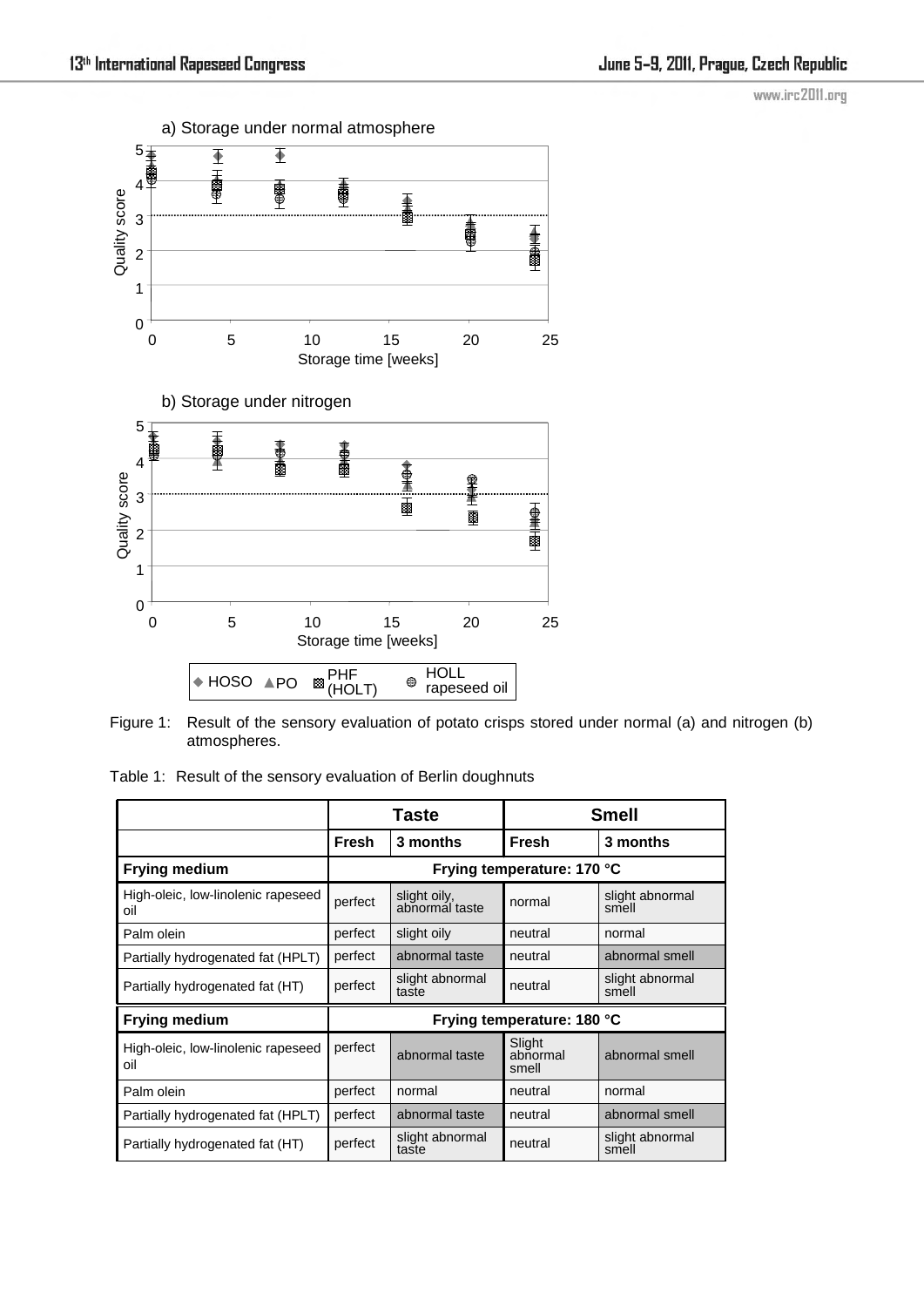Figure 1: Result of the sensory evaluation of potato crisps stored under normal (a) and nitrogen (b) atmospheres.

Table 1: Result of the sensory evaluation of Berlin doughnuts

| | Taste | | Smell | |
|---|---|---|---|---|
| | Fresh | 3 months | Fresh | 3 months |
| **Frying medium** | **Frying temperature: 170 °C** | | | |
| High-oleic, low-linolenic rapeseed oil | perfect | slight oily, abnormal taste | normal | slight abnormal smell |
| Palm olein | perfect | slight oily | neutral | normal |
| Partially hydrogenated fat (HPLT) | perfect | abnormal taste | neutral | abnormal smell |
| Partially hydrogenated fat (HT) | perfect | slight abnormal taste | neutral | slight abnormal smell |
| **Frying medium** | **Frying temperature: 180 °C** | | | |
| High-oleic, low-linolenic rapeseed oil | perfect | abnormal taste | Slight abnormal smell | abnormal smell |
| Palm olein | perfect | normal | neutral | normal |
| Partially hydrogenated fat (HPLT) | perfect | abnormal taste | neutral | abnormal smell |
| Partially hydrogenated fat (HT) | perfect | slight abnormal taste | neutral | slight abnormal smell |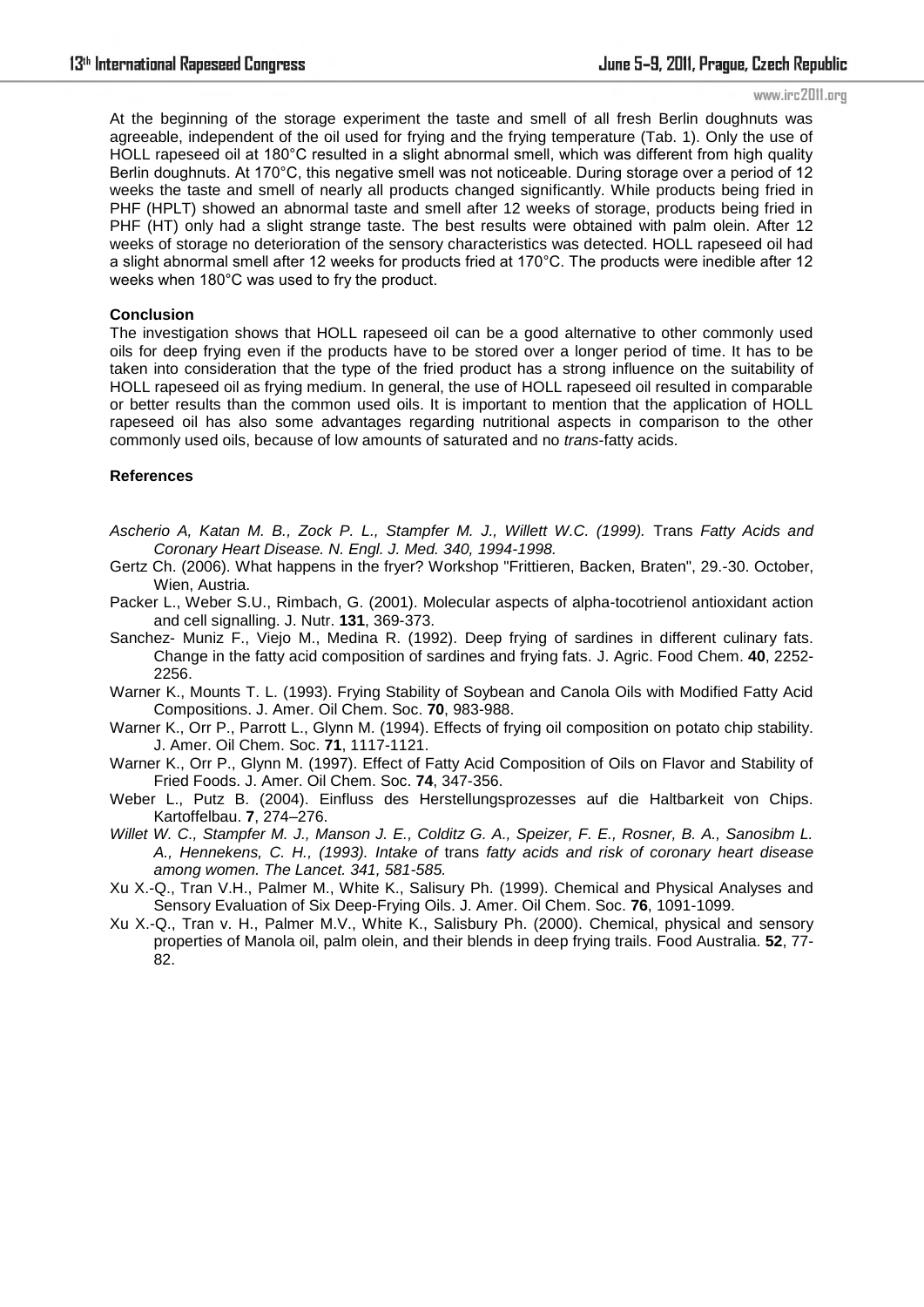At the beginning of the storage experiment the taste and smell of all fresh Berlin doughnuts was agreeable, independent of the oil used for frying and the frying temperature (Tab. 1). Only the use of HOLL rapeseed oil at 180°C resulted in a slight abnormal smell, which was different from high quality Berlin doughnuts. At 170°C, this negative smell was not noticeable. During storage over a period of 12 weeks the taste and smell of nearly all products changed significantly. While products being fried in PHF (HPLT) showed an abnormal taste and smell after 12 weeks of storage, products being fried in PHF (HT) only had a slight strange taste. The best results were obtained with palm olein. After 12 weeks of storage no deterioration of the sensory characteristics was detected. HOLL rapeseed oil had a slight abnormal smell after 12 weeks for products fried at 170°C. The products were inedible after 12 weeks when 180°C was used to fry the product.

**Conclusion**

The investigation shows that HOLL rapeseed oil can be a good alternative to other commonly used oils for deep frying even if the products have to be stored over a longer period of time. It has to be taken into consideration that the type of the fried product has a strong influence on the suitability of HOLL rapeseed oil as frying medium. In general, the use of HOLL rapeseed oil resulted in comparable or better results than the common used oils. It is important to mention that the application of HOLL rapeseed oil has also some advantages regarding nutritional aspects in comparison to the other commonly used oils, because of low amounts of saturated and no *trans*-fatty acids.

**References**

*Ascherio A, Katan M. B., Zock P. L., Stampfer M. J., Willett W.C. (1999).* Trans *Fatty Acids and Coronary Heart Disease. N. Engl. J. Med. 340, 1994-1998.*

Gertz Ch. (2006). What happens in the fryer? Workshop "Frittieren, Backen, Braten", 29.-30. October, Wien, Austria.

Packer L., Weber S.U., Rimbach, G. (2001). Molecular aspects of alpha-tocotrienol antioxidant action and cell signalling. J. Nutr. **131**, 369-373.

Sanchez- Muniz F., Viejo M., Medina R. (1992). Deep frying of sardines in different culinary fats. Change in the fatty acid composition of sardines and frying fats. J. Agric. Food Chem. **40**, 2252-2256.

Warner K., Mounts T. L. (1993). Frying Stability of Soybean and Canola Oils with Modified Fatty Acid Compositions. J. Amer. Oil Chem. Soc. **70**, 983-988.

Warner K., Orr P., Parrott L., Glynn M. (1994). Effects of frying oil composition on potato chip stability. J. Amer. Oil Chem. Soc. **71**, 1117-1121.

Warner K., Orr P., Glynn M. (1997). Effect of Fatty Acid Composition of Oils on Flavor and Stability of Fried Foods. J. Amer. Oil Chem. Soc. **74**, 347-356.

Weber L., Putz B. (2004). Einfluss des Herstellungsprozesses auf die Haltbarkeit von Chips. Kartoffelbau. **7**, 274–276.

*Willet W. C., Stampfer M. J., Manson J. E., Colditz G. A., Speizer, F. E., Rosner, B. A., Sanosibm L. A., Hennekens, C. H., (1993). Intake of* trans *fatty acids and risk of coronary heart disease among women. The Lancet. 341, 581-585.*

Xu X.-Q., Tran V.H., Palmer M., White K., Salisury Ph. (1999). Chemical and Physical Analyses and Sensory Evaluation of Six Deep-Frying Oils. J. Amer. Oil Chem. Soc. **76**, 1091-1099.

Xu X.-Q., Tran v. H., Palmer M.V., White K., Salisbury Ph. (2000). Chemical, physical and sensory properties of Manola oil, palm olein, and their blends in deep frying trails. Food Australia. **52**, 77-82.